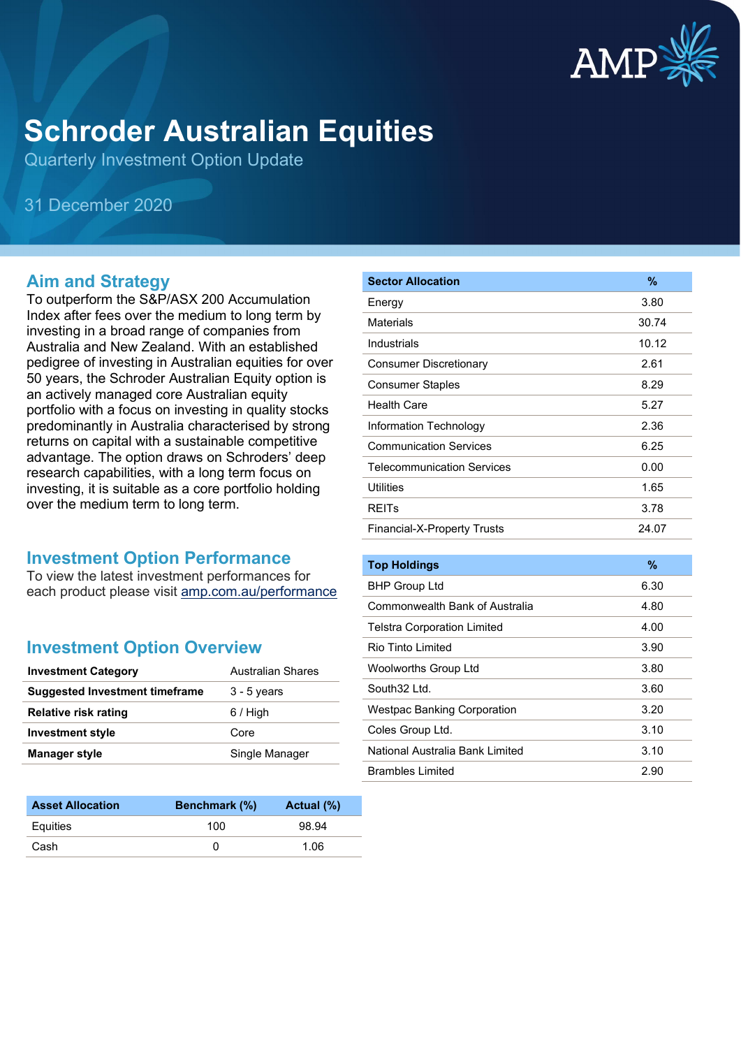# Schroder Australian Equities

Quarterly Investment Option Update

31 December 2020

## Aim and Strategy

To outperform the S&P/ASX 200 Accumulation Index after fees over the medium to long term by investing in a broad range of companies from Australia and New Zealand. With an established pedigree of investing in Australian equities for over 50 years, the Schroder Australian Equity option is an actively managed core Australian equity portfolio with a focus on investing in quality stocks predominantly in Australia characterised by strong returns on capital with a sustainable competitive advantage. The option draws on Schroders' deep research capabilities, with a long term focus on investing, it is suitable as a core portfolio holding over the medium term to long term.

## Investment Option Performance

To view the latest investment performances for each product please visit amp.com.au/performance

## Investment Option Overview

| | |
|---|---|
| **Investment Category** | Australian Shares |
| **Suggested Investment timeframe** | 3 - 5 years |
| **Relative risk rating** | 6 / High |
| **Investment style** | Core |
| **Manager style** | Single Manager |

| Asset Allocation | Benchmark (%) | Actual (%) |
|---|---|---|
| Equities | 100 | 98.94 |
| Cash | 0 | 1.06 |

| Sector Allocation | % |
|---|---|
| Energy | 3.80 |
| Materials | 30.74 |
| Industrials | 10.12 |
| Consumer Discretionary | 2.61 |
| Consumer Staples | 8.29 |
| Health Care | 5.27 |
| Information Technology | 2.36 |
| Communication Services | 6.25 |
| Telecommunication Services | 0.00 |
| Utilities | 1.65 |
| REITs | 3.78 |
| Financial-X-Property Trusts | 24.07 |

| Top Holdings | % |
|---|---|
| BHP Group Ltd | 6.30 |
| Commonwealth Bank of Australia | 4.80 |
| Telstra Corporation Limited | 4.00 |
| Rio Tinto Limited | 3.90 |
| Woolworths Group Ltd | 3.80 |
| South32 Ltd. | 3.60 |
| Westpac Banking Corporation | 3.20 |
| Coles Group Ltd. | 3.10 |
| National Australia Bank Limited | 3.10 |
| Brambles Limited | 2.90 |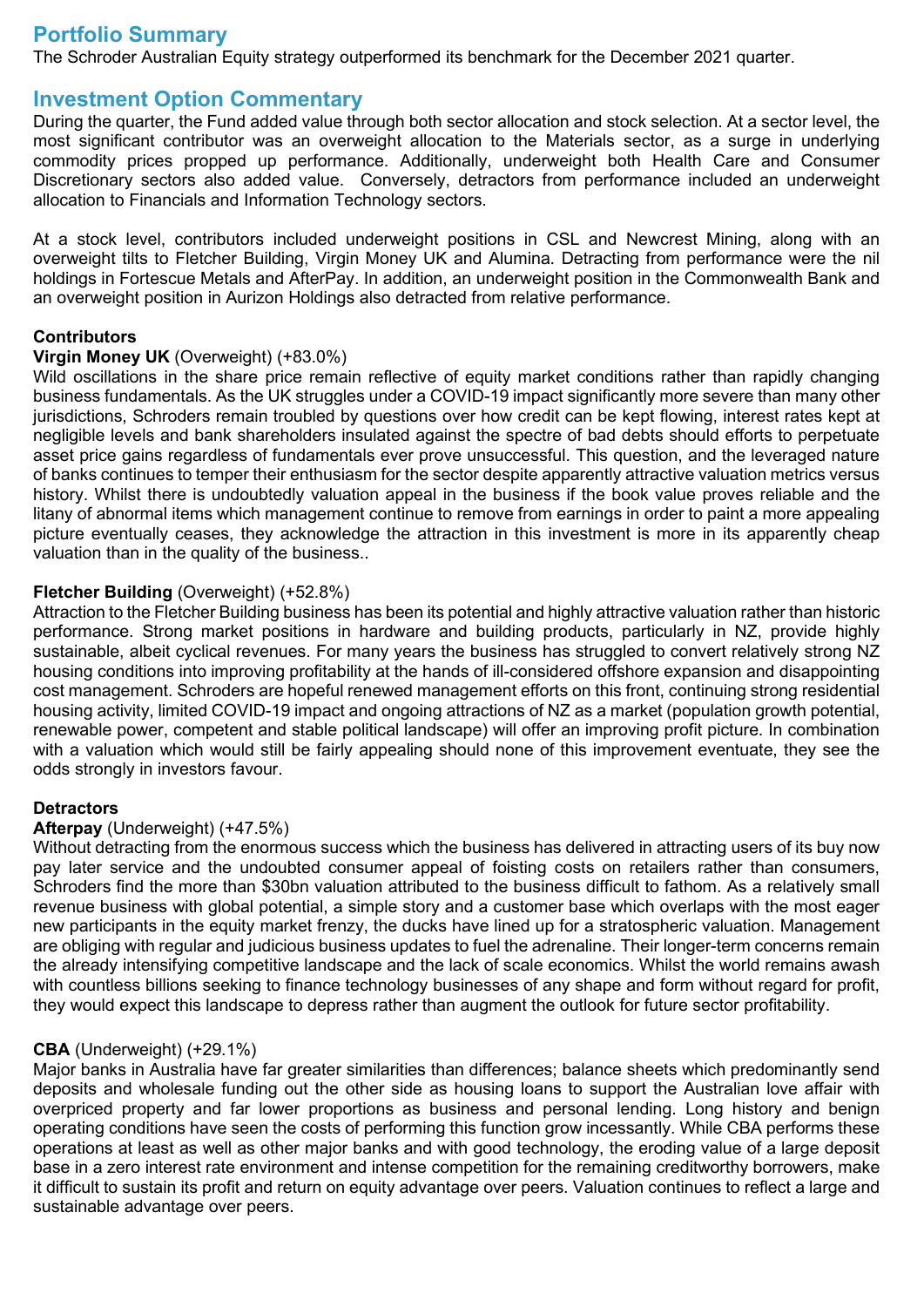## Portfolio Summary

The Schroder Australian Equity strategy outperformed its benchmark for the December 2021 quarter.

## Investment Option Commentary

During the quarter, the Fund added value through both sector allocation and stock selection. At a sector level, the most significant contributor was an overweight allocation to the Materials sector, as a surge in underlying commodity prices propped up performance. Additionally, underweight both Health Care and Consumer Discretionary sectors also added value. Conversely, detractors from performance included an underweight allocation to Financials and Information Technology sectors.

At a stock level, contributors included underweight positions in CSL and Newcrest Mining, along with an overweight tilts to Fletcher Building, Virgin Money UK and Alumina. Detracting from performance were the nil holdings in Fortescue Metals and AfterPay. In addition, an underweight position in the Commonwealth Bank and an overweight position in Aurizon Holdings also detracted from relative performance.

### Contributors

**Virgin Money UK** (Overweight) (+83.0%)

Wild oscillations in the share price remain reflective of equity market conditions rather than rapidly changing business fundamentals. As the UK struggles under a COVID-19 impact significantly more severe than many other jurisdictions, Schroders remain troubled by questions over how credit can be kept flowing, interest rates kept at negligible levels and bank shareholders insulated against the spectre of bad debts should efforts to perpetuate asset price gains regardless of fundamentals ever prove unsuccessful. This question, and the leveraged nature of banks continues to temper their enthusiasm for the sector despite apparently attractive valuation metrics versus history. Whilst there is undoubtedly valuation appeal in the business if the book value proves reliable and the litany of abnormal items which management continue to remove from earnings in order to paint a more appealing picture eventually ceases, they acknowledge the attraction in this investment is more in its apparently cheap valuation than in the quality of the business..

**Fletcher Building** (Overweight) (+52.8%)

Attraction to the Fletcher Building business has been its potential and highly attractive valuation rather than historic performance. Strong market positions in hardware and building products, particularly in NZ, provide highly sustainable, albeit cyclical revenues. For many years the business has struggled to convert relatively strong NZ housing conditions into improving profitability at the hands of ill-considered offshore expansion and disappointing cost management. Schroders are hopeful renewed management efforts on this front, continuing strong residential housing activity, limited COVID-19 impact and ongoing attractions of NZ as a market (population growth potential, renewable power, competent and stable political landscape) will offer an improving profit picture. In combination with a valuation which would still be fairly appealing should none of this improvement eventuate, they see the odds strongly in investors favour.

### Detractors

**Afterpay** (Underweight) (+47.5%)

Without detracting from the enormous success which the business has delivered in attracting users of its buy now pay later service and the undoubted consumer appeal of foisting costs on retailers rather than consumers, Schroders find the more than $30bn valuation attributed to the business difficult to fathom. As a relatively small revenue business with global potential, a simple story and a customer base which overlaps with the most eager new participants in the equity market frenzy, the ducks have lined up for a stratospheric valuation. Management are obliging with regular and judicious business updates to fuel the adrenaline. Their longer-term concerns remain the already intensifying competitive landscape and the lack of scale economics. Whilst the world remains awash with countless billions seeking to finance technology businesses of any shape and form without regard for profit, they would expect this landscape to depress rather than augment the outlook for future sector profitability.

**CBA** (Underweight) (+29.1%)

Major banks in Australia have far greater similarities than differences; balance sheets which predominantly send deposits and wholesale funding out the other side as housing loans to support the Australian love affair with overpriced property and far lower proportions as business and personal lending. Long history and benign operating conditions have seen the costs of performing this function grow incessantly. While CBA performs these operations at least as well as other major banks and with good technology, the eroding value of a large deposit base in a zero interest rate environment and intense competition for the remaining creditworthy borrowers, make it difficult to sustain its profit and return on equity advantage over peers. Valuation continues to reflect a large and sustainable advantage over peers.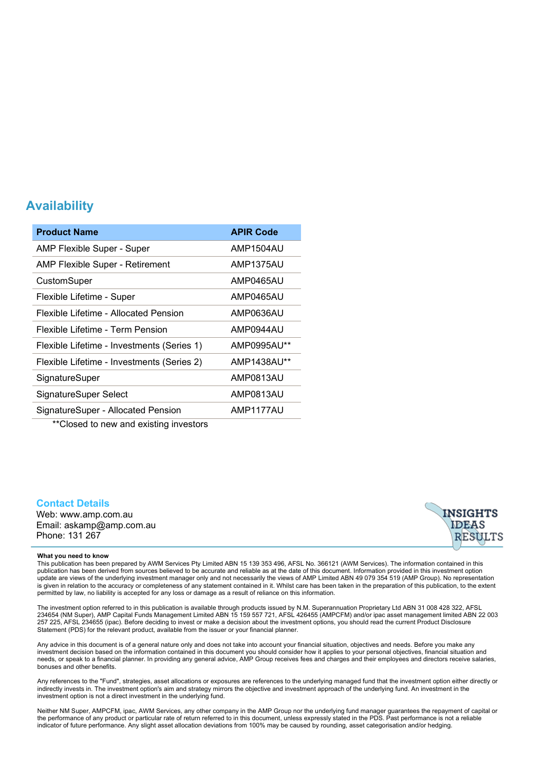## Availability

| Product Name | APIR Code |
|---|---|
| AMP Flexible Super - Super | AMP1504AU |
| AMP Flexible Super - Retirement | AMP1375AU |
| CustomSuper | AMP0465AU |
| Flexible Lifetime - Super | AMP0465AU |
| Flexible Lifetime - Allocated Pension | AMP0636AU |
| Flexible Lifetime - Term Pension | AMP0944AU |
| Flexible Lifetime - Investments (Series 1) | AMP0995AU** |
| Flexible Lifetime - Investments (Series 2) | AMP1438AU** |
| SignatureSuper | AMP0813AU |
| SignatureSuper Select | AMP0813AU |
| SignatureSuper - Allocated Pension | AMP1177AU |

**Closed to new and existing investors

### Contact Details

Web: www.amp.com.au
Email: askamp@amp.com.au
Phone: 131 267

INSIGHTS
IDEAS
RESULTS

**What you need to know**

This publication has been prepared by AWM Services Pty Limited ABN 15 139 353 496, AFSL No. 366121 (AWM Services). The information contained in this publication has been derived from sources believed to be accurate and reliable as at the date of this document. Information provided in this investment option update are views of the underlying investment manager only and not necessarily the views of AMP Limited ABN 49 079 354 519 (AMP Group). No representation is given in relation to the accuracy or completeness of any statement contained in it. Whilst care has been taken in the preparation of this publication, to the extent permitted by law, no liability is accepted for any loss or damage as a result of reliance on this information.

The investment option referred to in this publication is available through products issued by N.M. Superannuation Proprietary Ltd ABN 31 008 428 322, AFSL 234654 (NM Super), AMP Capital Funds Management Limited ABN 15 159 557 721, AFSL 426455 (AMPCFM) and/or ipac asset management limited ABN 22 003 257 225, AFSL 234655 (ipac). Before deciding to invest or make a decision about the investment options, you should read the current Product Disclosure Statement (PDS) for the relevant product, available from the issuer or your financial planner.

Any advice in this document is of a general nature only and does not take into account your financial situation, objectives and needs. Before you make any investment decision based on the information contained in this document you should consider how it applies to your personal objectives, financial situation and needs, or speak to a financial planner. In providing any general advice, AMP Group receives fees and charges and their employees and directors receive salaries, bonuses and other benefits.

Any references to the "Fund", strategies, asset allocations or exposures are references to the underlying managed fund that the investment option either directly or indirectly invests in. The investment option's aim and strategy mirrors the objective and investment approach of the underlying fund. An investment in the investment option is not a direct investment in the underlying fund.

Neither NM Super, AMPCFM, ipac, AWM Services, any other company in the AMP Group nor the underlying fund manager guarantees the repayment of capital or the performance of any product or particular rate of return referred to in this document, unless expressly stated in the PDS. Past performance is not a reliable indicator of future performance. Any slight asset allocation deviations from 100% may be caused by rounding, asset categorisation and/or hedging.